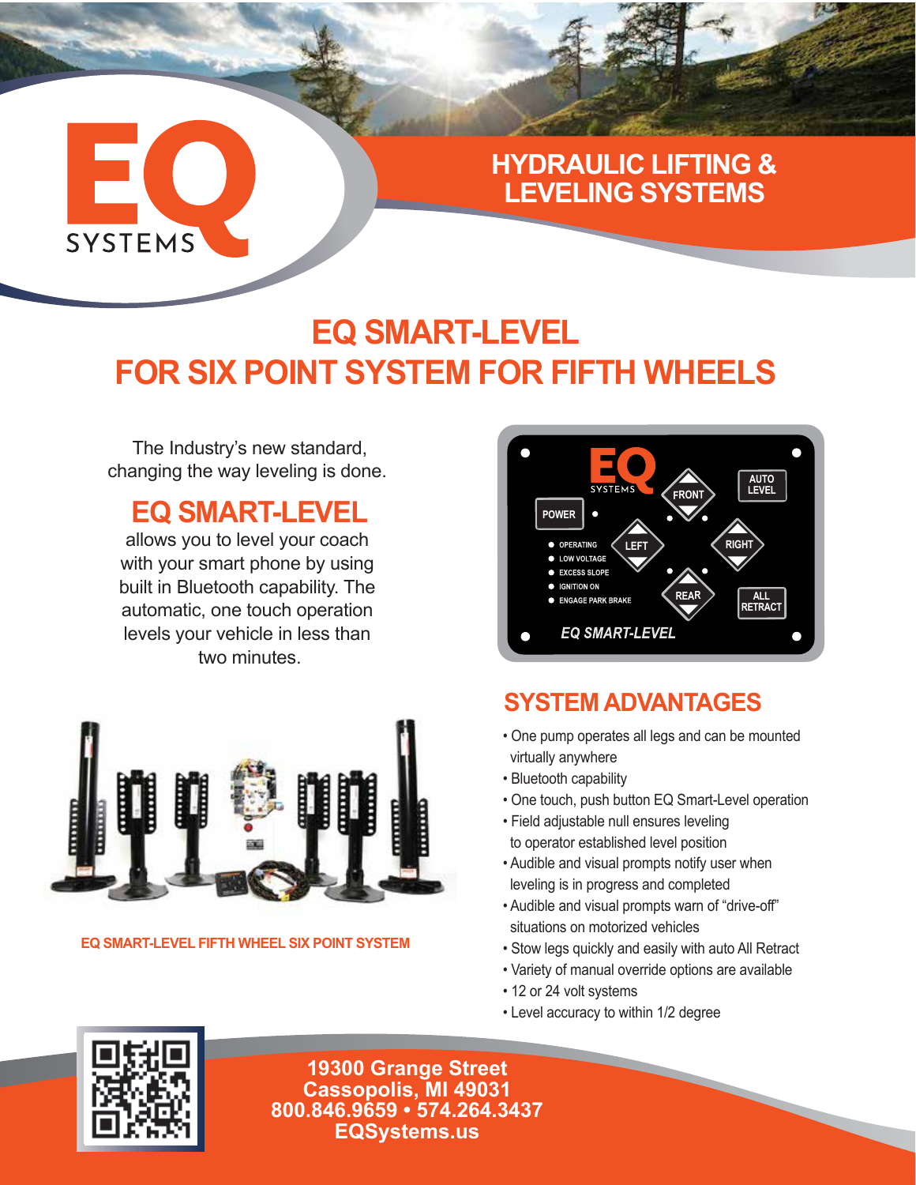EQ SYSTEMS

## HYDRAULIC LIFTING & LEVELING SYSTEMS

# EQ SMART-LEVEL FOR SIX POINT SYSTEM FOR FIFTH WHEELS

The Industry's new standard, changing the way leveling is done.

## EQ SMART-LEVEL

allows you to level your coach with your smart phone by using built in Bluetooth capability. The automatic, one touch operation levels your vehicle in less than two minutes.

EQ SMART-LEVEL FIFTH WHEEL SIX POINT SYSTEM

## SYSTEM ADVANTAGES

- One pump operates all legs and can be mounted virtually anywhere
- Bluetooth capability
- One touch, push button EQ Smart-Level operation
- Field adjustable null ensures leveling to operator established level position
- Audible and visual prompts notify user when leveling is in progress and completed
- Audible and visual prompts warn of "drive-off" situations on motorized vehicles
- Stow legs quickly and easily with auto All Retract
- Variety of manual override options are available
- 12 or 24 volt systems
- Level accuracy to within 1/2 degree

**19300 Grange Street**
**Cassopolis, MI 49031**
**800.846.9659 • 574.264.3437**
**EQSystems.us**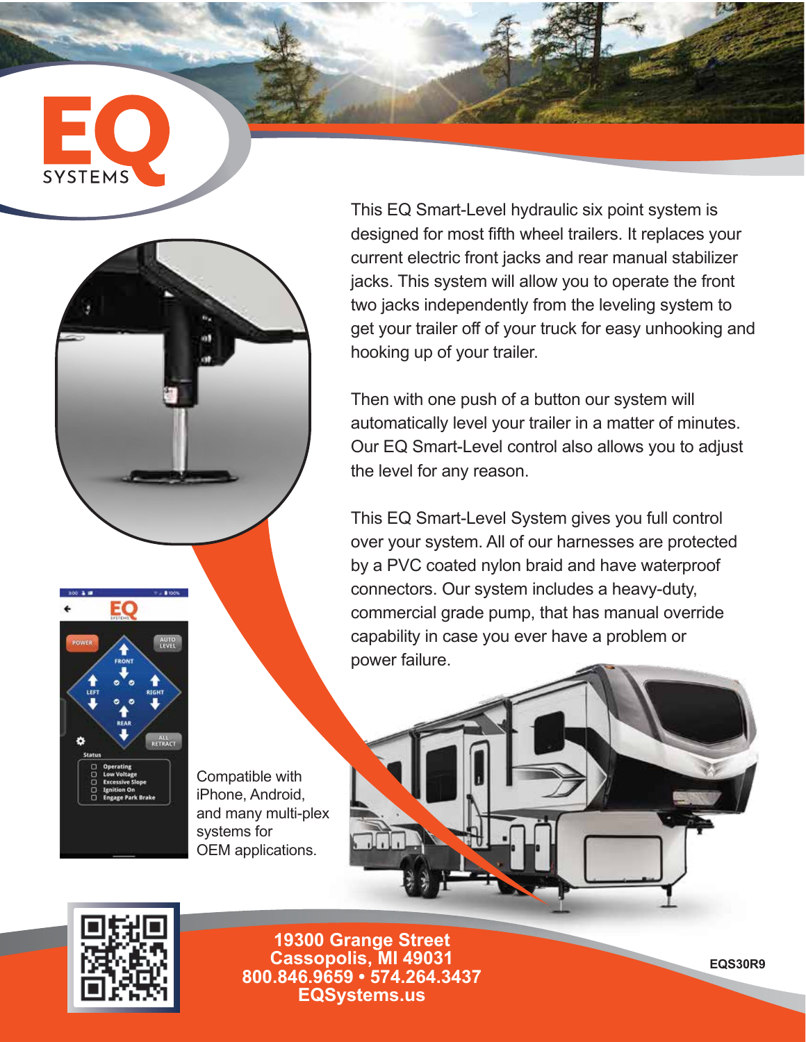EQ SYSTEMS

This EQ Smart-Level hydraulic six point system is designed for most fifth wheel trailers. It replaces your current electric front jacks and rear manual stabilizer jacks. This system will allow you to operate the front two jacks independently from the leveling system to get your trailer off of your truck for easy unhooking and hooking up of your trailer.

Then with one push of a button our system will automatically level your trailer in a matter of minutes. Our EQ Smart-Level control also allows you to adjust the level for any reason.

This EQ Smart-Level System gives you full control over your system. All of our harnesses are protected by a PVC coated nylon braid and have waterproof connectors. Our system includes a heavy-duty, commercial grade pump, that has manual override capability in case you ever have a problem or power failure.

Compatible with iPhone, Android, and many multi-plex systems for OEM applications.

**19300 Grange Street**
**Cassopolis, MI 49031**
**800.846.9659 • 574.264.3437**
**EQSystems.us**

**EQS30R9**